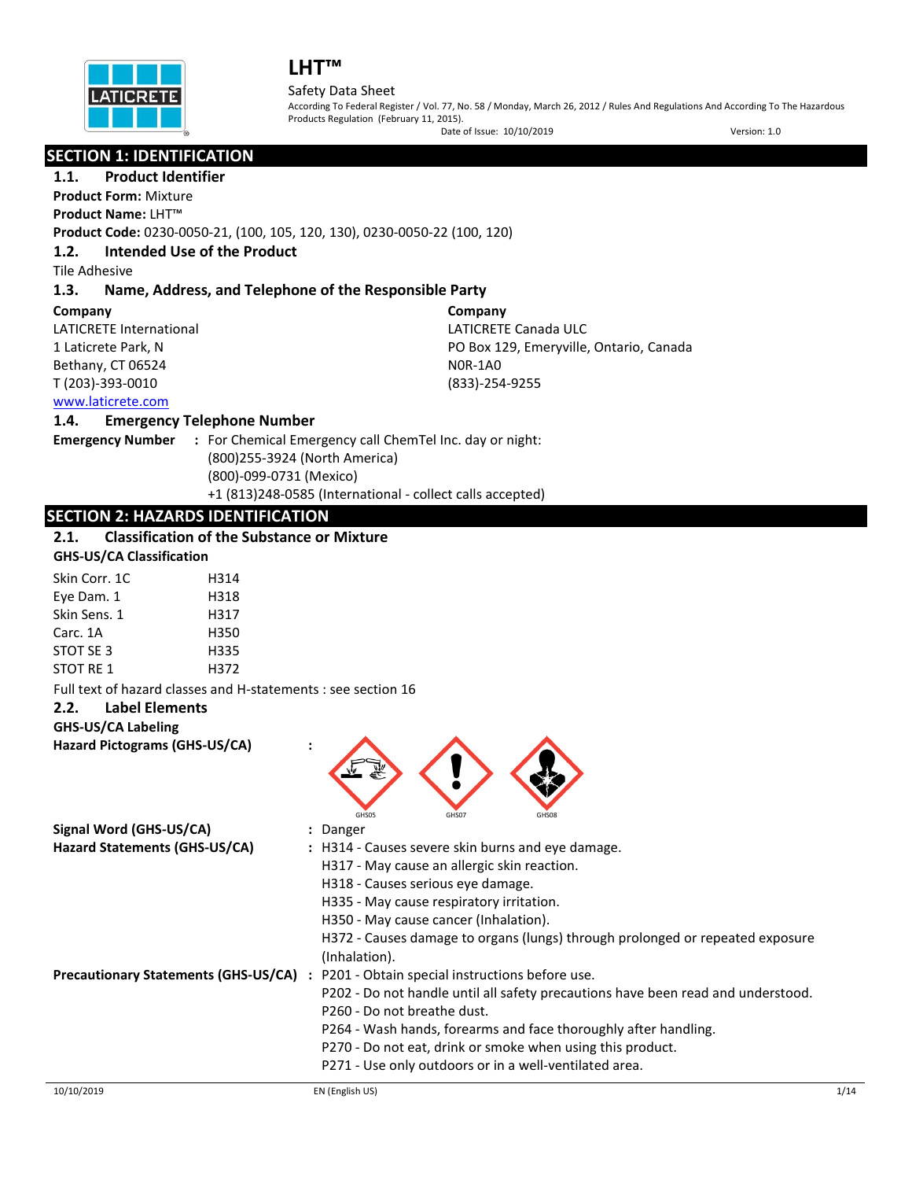# LHT™

Safety Data Sheet

According To Federal Register / Vol. 77, No. 58 / Monday, March 26, 2012 / Rules And Regulations And According To The Hazardous Products Regulation (February 11, 2015).

Date of Issue: 10/10/2019 Version: 1.0

## SECTION 1: IDENTIFICATION

### 1.1. Product Identifier

**Product Form:** Mixture

**Product Name:** LHT™

**Product Code:** 0230-0050-21, (100, 105, 120, 130), 0230-0050-22 (100, 120)

### 1.2. Intended Use of the Product

Tile Adhesive

### 1.3. Name, Address, and Telephone of the Responsible Party

**Company**
LATICRETE International
1 Laticrete Park, N
Bethany, CT 06524
T (203)-393-0010
www.laticrete.com

**Company**
LATICRETE Canada ULC
PO Box 129, Emeryville, Ontario, Canada
N0R-1A0
(833)-254-9255

### 1.4. Emergency Telephone Number

**Emergency Number** : For Chemical Emergency call ChemTel Inc. day or night:
(800)255-3924 (North America)
(800)-099-0731 (Mexico)
+1 (813)248-0585 (International - collect calls accepted)

## SECTION 2: HAZARDS IDENTIFICATION

### 2.1. Classification of the Substance or Mixture

**GHS-US/CA Classification**

| | |
|---|---|
| Skin Corr. 1C | H314 |
| Eye Dam. 1 | H318 |
| Skin Sens. 1 | H317 |
| Carc. 1A | H350 |
| STOT SE 3 | H335 |
| STOT RE 1 | H372 |

Full text of hazard classes and H-statements : see section 16

### 2.2. Label Elements

**GHS-US/CA Labeling**

**Hazard Pictograms (GHS-US/CA)** :

GHS05 GHS07 GHS08

**Signal Word (GHS-US/CA)** : Danger

**Hazard Statements (GHS-US/CA)** : H314 - Causes severe skin burns and eye damage.
H317 - May cause an allergic skin reaction.
H318 - Causes serious eye damage.
H335 - May cause respiratory irritation.
H350 - May cause cancer (Inhalation).
H372 - Causes damage to organs (lungs) through prolonged or repeated exposure (Inhalation).

**Precautionary Statements (GHS-US/CA)** : P201 - Obtain special instructions before use.
P202 - Do not handle until all safety precautions have been read and understood.
P260 - Do not breathe dust.
P264 - Wash hands, forearms and face thoroughly after handling.
P270 - Do not eat, drink or smoke when using this product.
P271 - Use only outdoors or in a well-ventilated area.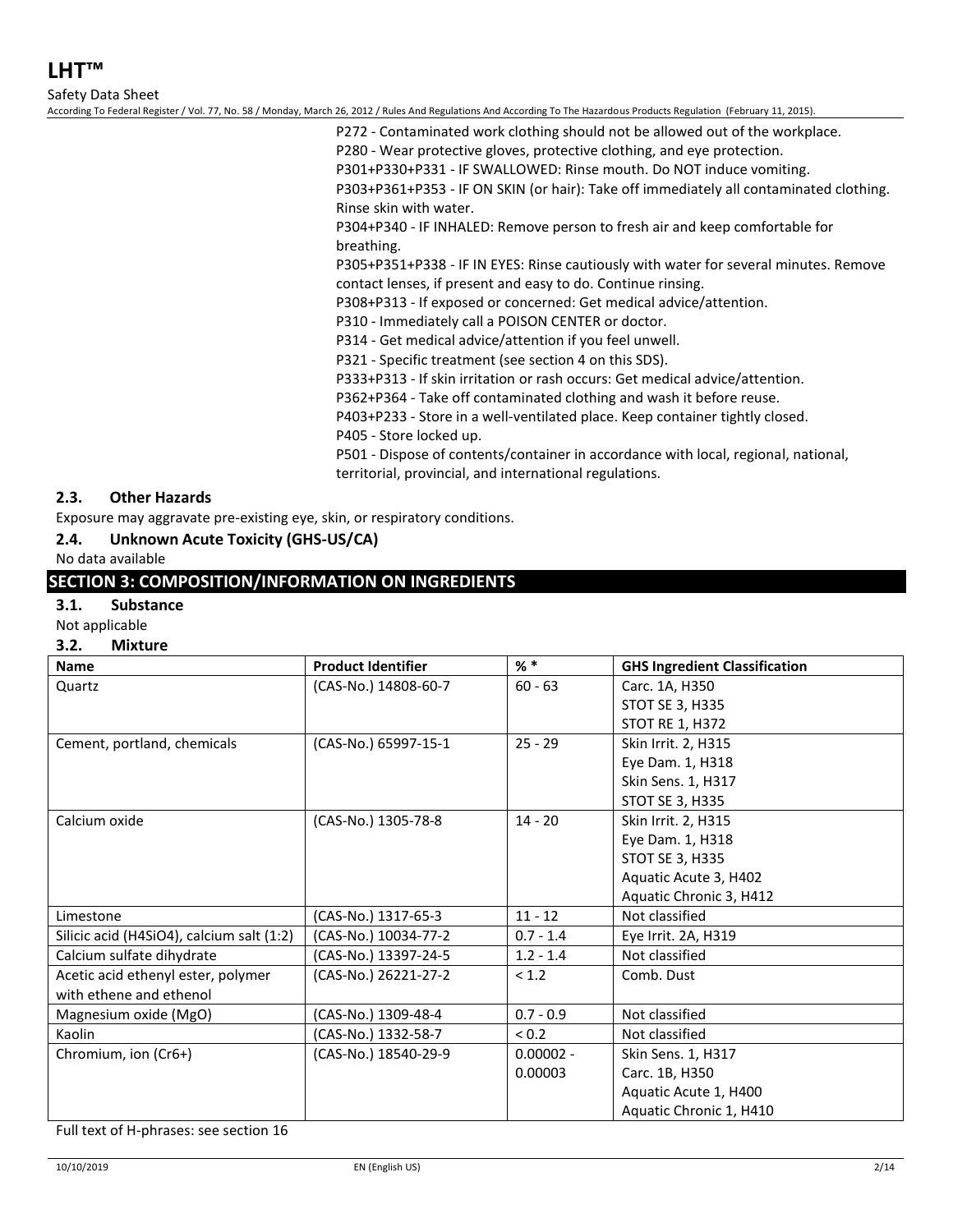P272 - Contaminated work clothing should not be allowed out of the workplace.
P280 - Wear protective gloves, protective clothing, and eye protection.
P301+P330+P331 - IF SWALLOWED: Rinse mouth. Do NOT induce vomiting.
P303+P361+P353 - IF ON SKIN (or hair): Take off immediately all contaminated clothing. Rinse skin with water.
P304+P340 - IF INHALED: Remove person to fresh air and keep comfortable for breathing.
P305+P351+P338 - IF IN EYES: Rinse cautiously with water for several minutes. Remove contact lenses, if present and easy to do. Continue rinsing.
P308+P313 - If exposed or concerned: Get medical advice/attention.
P310 - Immediately call a POISON CENTER or doctor.
P314 - Get medical advice/attention if you feel unwell.
P321 - Specific treatment (see section 4 on this SDS).
P333+P313 - If skin irritation or rash occurs: Get medical advice/attention.
P362+P364 - Take off contaminated clothing and wash it before reuse.
P403+P233 - Store in a well-ventilated place. Keep container tightly closed.
P405 - Store locked up.
P501 - Dispose of contents/container in accordance with local, regional, national, territorial, provincial, and international regulations.

### 2.3. Other Hazards

Exposure may aggravate pre-existing eye, skin, or respiratory conditions.

### 2.4. Unknown Acute Toxicity (GHS-US/CA)

No data available

## SECTION 3: COMPOSITION/INFORMATION ON INGREDIENTS

### 3.1. Substance

Not applicable

### 3.2. Mixture

| Name | Product Identifier | % * | GHS Ingredient Classification |
|---|---|---|---|
| Quartz | (CAS-No.) 14808-60-7 | 60 - 63 | Carc. 1A, H350<br>STOT SE 3, H335<br>STOT RE 1, H372 |
| Cement, portland, chemicals | (CAS-No.) 65997-15-1 | 25 - 29 | Skin Irrit. 2, H315<br>Eye Dam. 1, H318<br>Skin Sens. 1, H317<br>STOT SE 3, H335 |
| Calcium oxide | (CAS-No.) 1305-78-8 | 14 - 20 | Skin Irrit. 2, H315<br>Eye Dam. 1, H318<br>STOT SE 3, H335<br>Aquatic Acute 3, H402<br>Aquatic Chronic 3, H412 |
| Limestone | (CAS-No.) 1317-65-3 | 11 - 12 | Not classified |
| Silicic acid (H4SiO4), calcium salt (1:2) | (CAS-No.) 10034-77-2 | 0.7 - 1.4 | Eye Irrit. 2A, H319 |
| Calcium sulfate dihydrate | (CAS-No.) 13397-24-5 | 1.2 - 1.4 | Not classified |
| Acetic acid ethenyl ester, polymer with ethene and ethenol | (CAS-No.) 26221-27-2 | < 1.2 | Comb. Dust |
| Magnesium oxide (MgO) | (CAS-No.) 1309-48-4 | 0.7 - 0.9 | Not classified |
| Kaolin | (CAS-No.) 1332-58-7 | < 0.2 | Not classified |
| Chromium, ion (Cr6+) | (CAS-No.) 18540-29-9 | 0.00002 - 0.00003 | Skin Sens. 1, H317<br>Carc. 1B, H350<br>Aquatic Acute 1, H400<br>Aquatic Chronic 1, H410 |

Full text of H-phrases: see section 16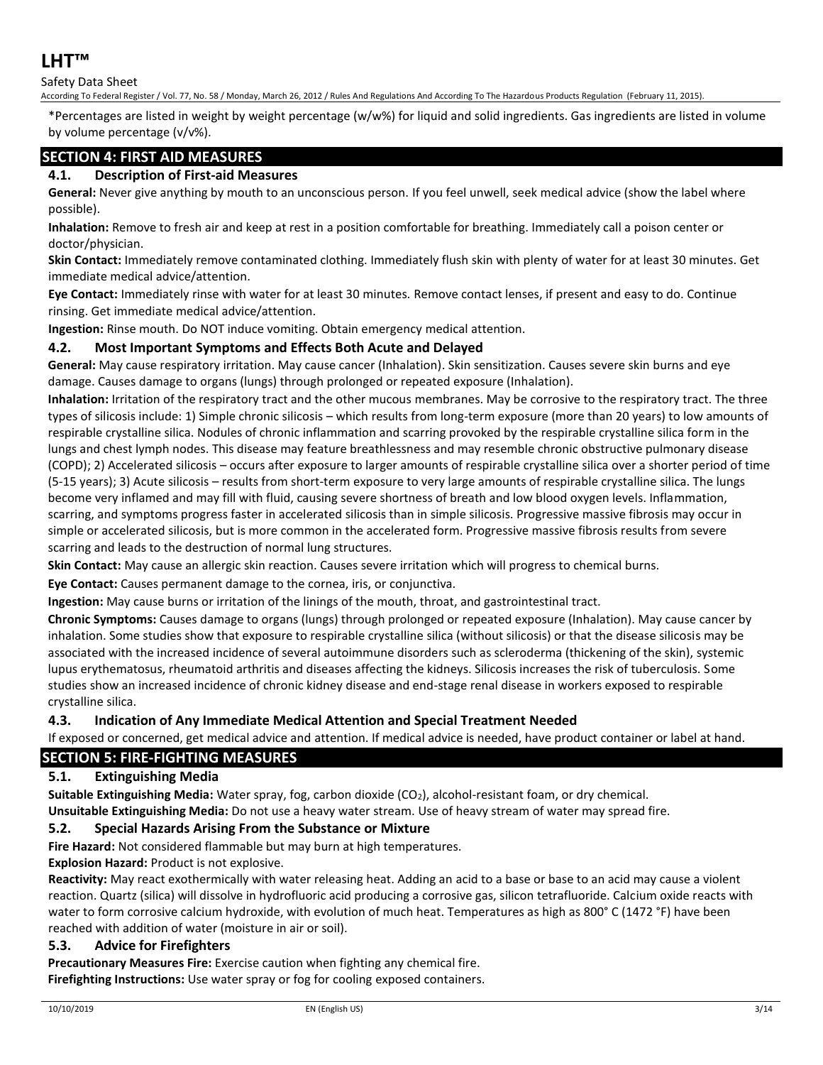*Percentages are listed in weight by weight percentage (w/w%) for liquid and solid ingredients. Gas ingredients are listed in volume by volume percentage (v/v%).

## SECTION 4: FIRST AID MEASURES

### 4.1. Description of First-aid Measures

**General:** Never give anything by mouth to an unconscious person. If you feel unwell, seek medical advice (show the label where possible).

**Inhalation:** Remove to fresh air and keep at rest in a position comfortable for breathing. Immediately call a poison center or doctor/physician.

**Skin Contact:** Immediately remove contaminated clothing. Immediately flush skin with plenty of water for at least 30 minutes. Get immediate medical advice/attention.

**Eye Contact:** Immediately rinse with water for at least 30 minutes. Remove contact lenses, if present and easy to do. Continue rinsing. Get immediate medical advice/attention.

**Ingestion:** Rinse mouth. Do NOT induce vomiting. Obtain emergency medical attention.

### 4.2. Most Important Symptoms and Effects Both Acute and Delayed

**General:** May cause respiratory irritation. May cause cancer (Inhalation). Skin sensitization. Causes severe skin burns and eye damage. Causes damage to organs (lungs) through prolonged or repeated exposure (Inhalation).

**Inhalation:** Irritation of the respiratory tract and the other mucous membranes. May be corrosive to the respiratory tract. The three types of silicosis include: 1) Simple chronic silicosis – which results from long-term exposure (more than 20 years) to low amounts of respirable crystalline silica. Nodules of chronic inflammation and scarring provoked by the respirable crystalline silica form in the lungs and chest lymph nodes. This disease may feature breathlessness and may resemble chronic obstructive pulmonary disease (COPD); 2) Accelerated silicosis – occurs after exposure to larger amounts of respirable crystalline silica over a shorter period of time (5-15 years); 3) Acute silicosis – results from short-term exposure to very large amounts of respirable crystalline silica. The lungs become very inflamed and may fill with fluid, causing severe shortness of breath and low blood oxygen levels. Inflammation, scarring, and symptoms progress faster in accelerated silicosis than in simple silicosis. Progressive massive fibrosis may occur in simple or accelerated silicosis, but is more common in the accelerated form. Progressive massive fibrosis results from severe scarring and leads to the destruction of normal lung structures.

**Skin Contact:** May cause an allergic skin reaction. Causes severe irritation which will progress to chemical burns.

**Eye Contact:** Causes permanent damage to the cornea, iris, or conjunctiva.

**Ingestion:** May cause burns or irritation of the linings of the mouth, throat, and gastrointestinal tract.

**Chronic Symptoms:** Causes damage to organs (lungs) through prolonged or repeated exposure (Inhalation). May cause cancer by inhalation. Some studies show that exposure to respirable crystalline silica (without silicosis) or that the disease silicosis may be associated with the increased incidence of several autoimmune disorders such as scleroderma (thickening of the skin), systemic lupus erythematosus, rheumatoid arthritis and diseases affecting the kidneys. Silicosis increases the risk of tuberculosis. Some studies show an increased incidence of chronic kidney disease and end-stage renal disease in workers exposed to respirable crystalline silica.

### 4.3. Indication of Any Immediate Medical Attention and Special Treatment Needed

If exposed or concerned, get medical advice and attention. If medical advice is needed, have product container or label at hand.

## SECTION 5: FIRE-FIGHTING MEASURES

### 5.1. Extinguishing Media

**Suitable Extinguishing Media:** Water spray, fog, carbon dioxide ($CO_2$), alcohol-resistant foam, or dry chemical.

**Unsuitable Extinguishing Media:** Do not use a heavy water stream. Use of heavy stream of water may spread fire.

### 5.2. Special Hazards Arising From the Substance or Mixture

**Fire Hazard:** Not considered flammable but may burn at high temperatures.

**Explosion Hazard:** Product is not explosive.

**Reactivity:** May react exothermically with water releasing heat. Adding an acid to a base or base to an acid may cause a violent reaction. Quartz (silica) will dissolve in hydrofluoric acid producing a corrosive gas, silicon tetrafluoride. Calcium oxide reacts with water to form corrosive calcium hydroxide, with evolution of much heat. Temperatures as high as 800° C (1472 °F) have been reached with addition of water (moisture in air or soil).

### 5.3. Advice for Firefighters

**Precautionary Measures Fire:** Exercise caution when fighting any chemical fire.

**Firefighting Instructions:** Use water spray or fog for cooling exposed containers.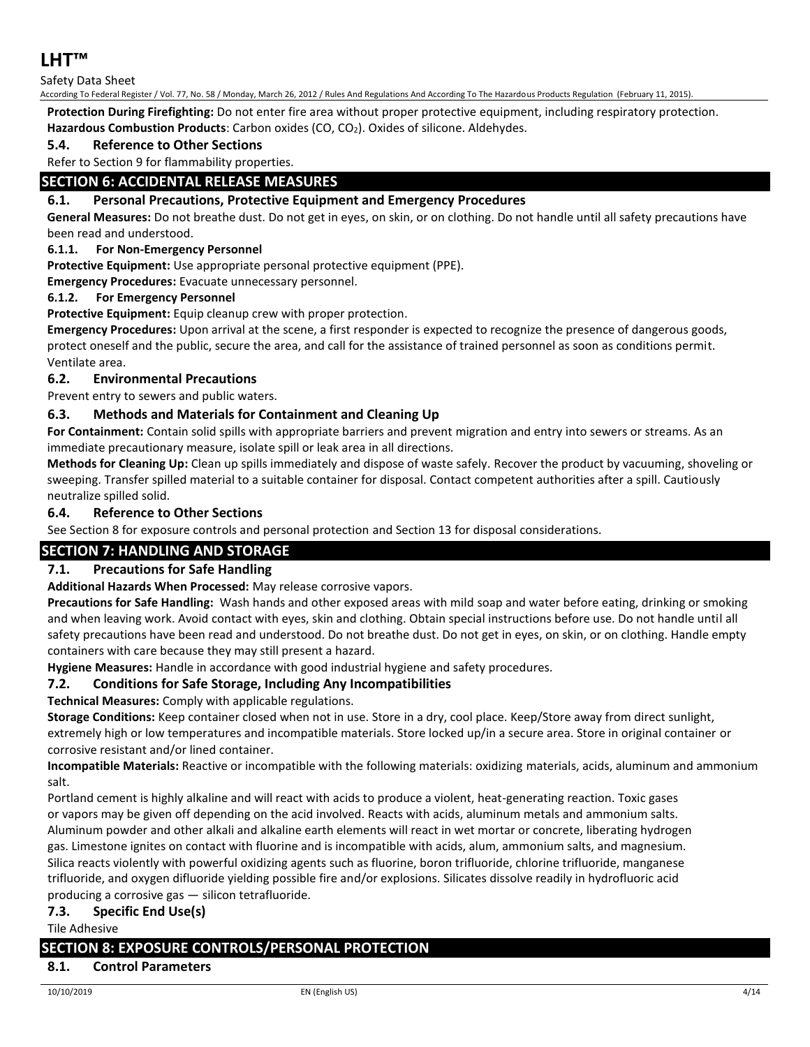**Protection During Firefighting:** Do not enter fire area without proper protective equipment, including respiratory protection.
**Hazardous Combustion Products**: Carbon oxides (CO, $CO_2$). Oxides of silicone. Aldehydes.

### 5.4. Reference to Other Sections

Refer to Section 9 for flammability properties.

## SECTION 6: ACCIDENTAL RELEASE MEASURES

### 6.1. Personal Precautions, Protective Equipment and Emergency Procedures

**General Measures:** Do not breathe dust. Do not get in eyes, on skin, or on clothing. Do not handle until all safety precautions have been read and understood.

#### 6.1.1. For Non-Emergency Personnel

**Protective Equipment:** Use appropriate personal protective equipment (PPE).

**Emergency Procedures:** Evacuate unnecessary personnel.

#### 6.1.2. For Emergency Personnel

**Protective Equipment:** Equip cleanup crew with proper protection.

**Emergency Procedures:** Upon arrival at the scene, a first responder is expected to recognize the presence of dangerous goods, protect oneself and the public, secure the area, and call for the assistance of trained personnel as soon as conditions permit. Ventilate area.

### 6.2. Environmental Precautions

Prevent entry to sewers and public waters.

### 6.3. Methods and Materials for Containment and Cleaning Up

**For Containment:** Contain solid spills with appropriate barriers and prevent migration and entry into sewers or streams. As an immediate precautionary measure, isolate spill or leak area in all directions.

**Methods for Cleaning Up:** Clean up spills immediately and dispose of waste safely. Recover the product by vacuuming, shoveling or sweeping. Transfer spilled material to a suitable container for disposal. Contact competent authorities after a spill. Cautiously neutralize spilled solid.

### 6.4. Reference to Other Sections

See Section 8 for exposure controls and personal protection and Section 13 for disposal considerations.

## SECTION 7: HANDLING AND STORAGE

### 7.1. Precautions for Safe Handling

**Additional Hazards When Processed:** May release corrosive vapors.

**Precautions for Safe Handling:** Wash hands and other exposed areas with mild soap and water before eating, drinking or smoking and when leaving work. Avoid contact with eyes, skin and clothing. Obtain special instructions before use. Do not handle until all safety precautions have been read and understood. Do not breathe dust. Do not get in eyes, on skin, or on clothing. Handle empty containers with care because they may still present a hazard.

**Hygiene Measures:** Handle in accordance with good industrial hygiene and safety procedures.

### 7.2. Conditions for Safe Storage, Including Any Incompatibilities

**Technical Measures:** Comply with applicable regulations.

**Storage Conditions:** Keep container closed when not in use. Store in a dry, cool place. Keep/Store away from direct sunlight, extremely high or low temperatures and incompatible materials. Store locked up/in a secure area. Store in original container or corrosive resistant and/or lined container.

**Incompatible Materials:** Reactive or incompatible with the following materials: oxidizing materials, acids, aluminum and ammonium salt.

Portland cement is highly alkaline and will react with acids to produce a violent, heat-generating reaction. Toxic gases or vapors may be given off depending on the acid involved. Reacts with acids, aluminum metals and ammonium salts. Aluminum powder and other alkali and alkaline earth elements will react in wet mortar or concrete, liberating hydrogen gas. Limestone ignites on contact with fluorine and is incompatible with acids, alum, ammonium salts, and magnesium. Silica reacts violently with powerful oxidizing agents such as fluorine, boron trifluoride, chlorine trifluoride, manganese trifluoride, and oxygen difluoride yielding possible fire and/or explosions. Silicates dissolve readily in hydrofluoric acid producing a corrosive gas — silicon tetrafluoride.

### 7.3. Specific End Use(s)

Tile Adhesive

## SECTION 8: EXPOSURE CONTROLS/PERSONAL PROTECTION

### 8.1. Control Parameters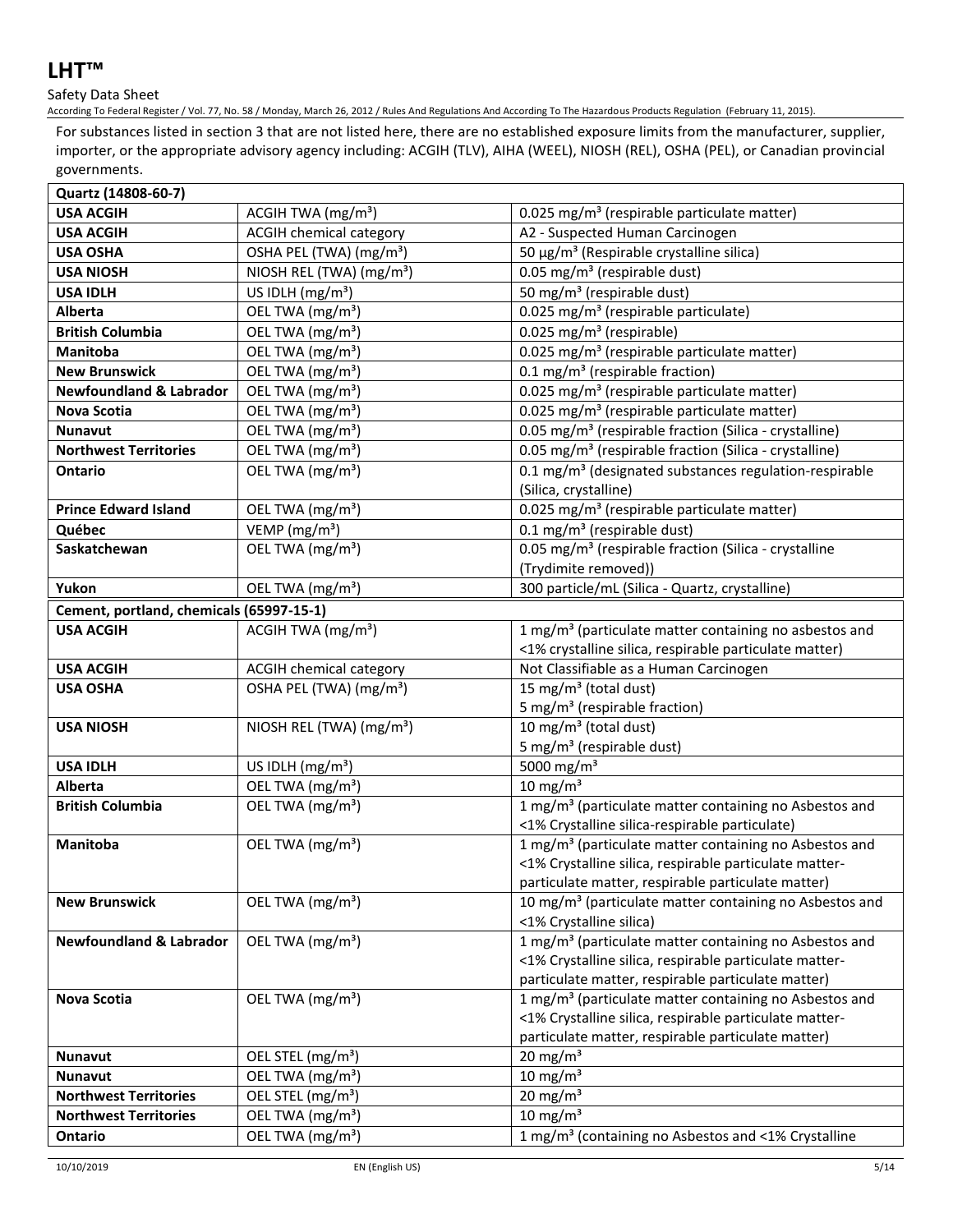For substances listed in section 3 that are not listed here, there are no established exposure limits from the manufacturer, supplier, importer, or the appropriate advisory agency including: ACGIH (TLV), AIHA (WEEL), NIOSH (REL), OSHA (PEL), or Canadian provincial governments.

| Quartz (14808-60-7) | | |
|---|---|---|
| **USA ACGIH** | ACGIH TWA (mg/m³) | 0.025 mg/m³ (respirable particulate matter) |
| **USA ACGIH** | ACGIH chemical category | A2 - Suspected Human Carcinogen |
| **USA OSHA** | OSHA PEL (TWA) (mg/m³) | 50 µg/m³ (Respirable crystalline silica) |
| **USA NIOSH** | NIOSH REL (TWA) (mg/m³) | 0.05 mg/m³ (respirable dust) |
| **USA IDLH** | US IDLH (mg/m³) | 50 mg/m³ (respirable dust) |
| **Alberta** | OEL TWA (mg/m³) | 0.025 mg/m³ (respirable particulate) |
| **British Columbia** | OEL TWA (mg/m³) | 0.025 mg/m³ (respirable) |
| **Manitoba** | OEL TWA (mg/m³) | 0.025 mg/m³ (respirable particulate matter) |
| **New Brunswick** | OEL TWA (mg/m³) | 0.1 mg/m³ (respirable fraction) |
| **Newfoundland & Labrador** | OEL TWA (mg/m³) | 0.025 mg/m³ (respirable particulate matter) |
| **Nova Scotia** | OEL TWA (mg/m³) | 0.025 mg/m³ (respirable particulate matter) |
| **Nunavut** | OEL TWA (mg/m³) | 0.05 mg/m³ (respirable fraction (Silica - crystalline) |
| **Northwest Territories** | OEL TWA (mg/m³) | 0.05 mg/m³ (respirable fraction (Silica - crystalline) |
| **Ontario** | OEL TWA (mg/m³) | 0.1 mg/m³ (designated substances regulation-respirable (Silica, crystalline) |
| **Prince Edward Island** | OEL TWA (mg/m³) | 0.025 mg/m³ (respirable particulate matter) |
| **Québec** | VEMP (mg/m³) | 0.1 mg/m³ (respirable dust) |
| **Saskatchewan** | OEL TWA (mg/m³) | 0.05 mg/m³ (respirable fraction (Silica - crystalline (Trydimite removed)) |
| **Yukon** | OEL TWA (mg/m³) | 300 particle/mL (Silica - Quartz, crystalline) |

| Cement, portland, chemicals (65997-15-1) | | |
|---|---|---|
| **USA ACGIH** | ACGIH TWA (mg/m³) | 1 mg/m³ (particulate matter containing no asbestos and <1% crystalline silica, respirable particulate matter) |
| **USA ACGIH** | ACGIH chemical category | Not Classifiable as a Human Carcinogen |
| **USA OSHA** | OSHA PEL (TWA) (mg/m³) | 15 mg/m³ (total dust)<br>5 mg/m³ (respirable fraction) |
| **USA NIOSH** | NIOSH REL (TWA) (mg/m³) | 10 mg/m³ (total dust)<br>5 mg/m³ (respirable dust) |
| **USA IDLH** | US IDLH (mg/m³) | 5000 mg/m³ |
| **Alberta** | OEL TWA (mg/m³) | 10 mg/m³ |
| **British Columbia** | OEL TWA (mg/m³) | 1 mg/m³ (particulate matter containing no Asbestos and <1% Crystalline silica-respirable particulate) |
| **Manitoba** | OEL TWA (mg/m³) | 1 mg/m³ (particulate matter containing no Asbestos and <1% Crystalline silica, respirable particulate matter-particulate matter, respirable particulate matter) |
| **New Brunswick** | OEL TWA (mg/m³) | 10 mg/m³ (particulate matter containing no Asbestos and <1% Crystalline silica) |
| **Newfoundland & Labrador** | OEL TWA (mg/m³) | 1 mg/m³ (particulate matter containing no Asbestos and <1% Crystalline silica, respirable particulate matter-particulate matter, respirable particulate matter) |
| **Nova Scotia** | OEL TWA (mg/m³) | 1 mg/m³ (particulate matter containing no Asbestos and <1% Crystalline silica, respirable particulate matter-particulate matter, respirable particulate matter) |
| **Nunavut** | OEL STEL (mg/m³) | 20 mg/m³ |
| **Nunavut** | OEL TWA (mg/m³) | 10 mg/m³ |
| **Northwest Territories** | OEL STEL (mg/m³) | 20 mg/m³ |
| **Northwest Territories** | OEL TWA (mg/m³) | 10 mg/m³ |
| **Ontario** | OEL TWA (mg/m³) | 1 mg/m³ (containing no Asbestos and <1% Crystalline |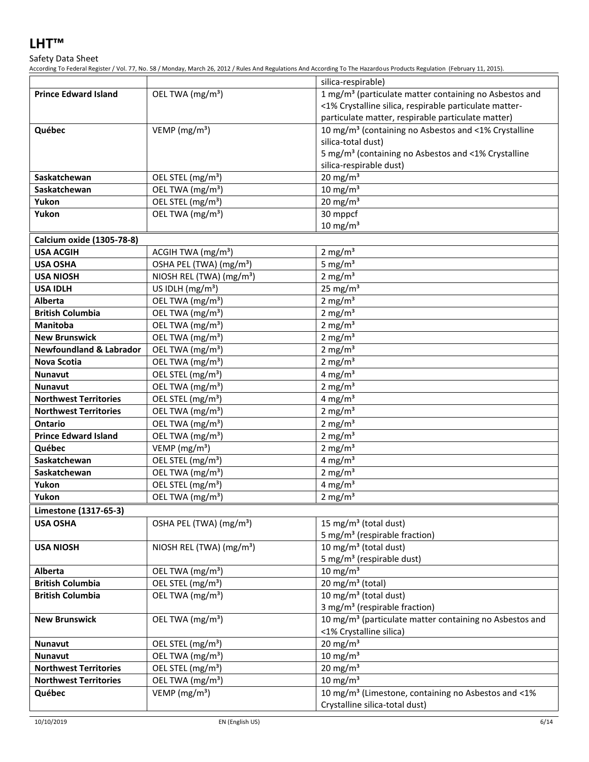| | | silica-respirable) |
|---|---|---|
| **Prince Edward Island** | OEL TWA (mg/m³) | 1 mg/m³ (particulate matter containing no Asbestos and <1% Crystalline silica, respirable particulate matter-particulate matter, respirable particulate matter) |
| **Québec** | VEMP (mg/m³) | 10 mg/m³ (containing no Asbestos and <1% Crystalline silica-total dust)<br>5 mg/m³ (containing no Asbestos and <1% Crystalline silica-respirable dust) |
| **Saskatchewan** | OEL STEL (mg/m³) | 20 mg/m³ |
| **Saskatchewan** | OEL TWA (mg/m³) | 10 mg/m³ |
| **Yukon** | OEL STEL (mg/m³) | 20 mg/m³ |
| **Yukon** | OEL TWA (mg/m³) | 30 mppcf<br>10 mg/m³ |
| **Calcium oxide (1305-78-8)** | | |
| **USA ACGIH** | ACGIH TWA (mg/m³) | 2 mg/m³ |
| **USA OSHA** | OSHA PEL (TWA) (mg/m³) | 5 mg/m³ |
| **USA NIOSH** | NIOSH REL (TWA) (mg/m³) | 2 mg/m³ |
| **USA IDLH** | US IDLH (mg/m³) | 25 mg/m³ |
| **Alberta** | OEL TWA (mg/m³) | 2 mg/m³ |
| **British Columbia** | OEL TWA (mg/m³) | 2 mg/m³ |
| **Manitoba** | OEL TWA (mg/m³) | 2 mg/m³ |
| **New Brunswick** | OEL TWA (mg/m³) | 2 mg/m³ |
| **Newfoundland & Labrador** | OEL TWA (mg/m³) | 2 mg/m³ |
| **Nova Scotia** | OEL TWA (mg/m³) | 2 mg/m³ |
| **Nunavut** | OEL STEL (mg/m³) | 4 mg/m³ |
| **Nunavut** | OEL TWA (mg/m³) | 2 mg/m³ |
| **Northwest Territories** | OEL STEL (mg/m³) | 4 mg/m³ |
| **Northwest Territories** | OEL TWA (mg/m³) | 2 mg/m³ |
| **Ontario** | OEL TWA (mg/m³) | 2 mg/m³ |
| **Prince Edward Island** | OEL TWA (mg/m³) | 2 mg/m³ |
| **Québec** | VEMP (mg/m³) | 2 mg/m³ |
| **Saskatchewan** | OEL STEL (mg/m³) | 4 mg/m³ |
| **Saskatchewan** | OEL TWA (mg/m³) | 2 mg/m³ |
| **Yukon** | OEL STEL (mg/m³) | 4 mg/m³ |
| **Yukon** | OEL TWA (mg/m³) | 2 mg/m³ |
| **Limestone (1317-65-3)** | | |
| **USA OSHA** | OSHA PEL (TWA) (mg/m³) | 15 mg/m³ (total dust)<br>5 mg/m³ (respirable fraction) |
| **USA NIOSH** | NIOSH REL (TWA) (mg/m³) | 10 mg/m³ (total dust)<br>5 mg/m³ (respirable dust) |
| **Alberta** | OEL TWA (mg/m³) | 10 mg/m³ |
| **British Columbia** | OEL STEL (mg/m³) | 20 mg/m³ (total) |
| **British Columbia** | OEL TWA (mg/m³) | 10 mg/m³ (total dust)<br>3 mg/m³ (respirable fraction) |
| **New Brunswick** | OEL TWA (mg/m³) | 10 mg/m³ (particulate matter containing no Asbestos and <1% Crystalline silica) |
| **Nunavut** | OEL STEL (mg/m³) | 20 mg/m³ |
| **Nunavut** | OEL TWA (mg/m³) | 10 mg/m³ |
| **Northwest Territories** | OEL STEL (mg/m³) | 20 mg/m³ |
| **Northwest Territories** | OEL TWA (mg/m³) | 10 mg/m³ |
| **Québec** | VEMP (mg/m³) | 10 mg/m³ (Limestone, containing no Asbestos and <1% Crystalline silica-total dust) |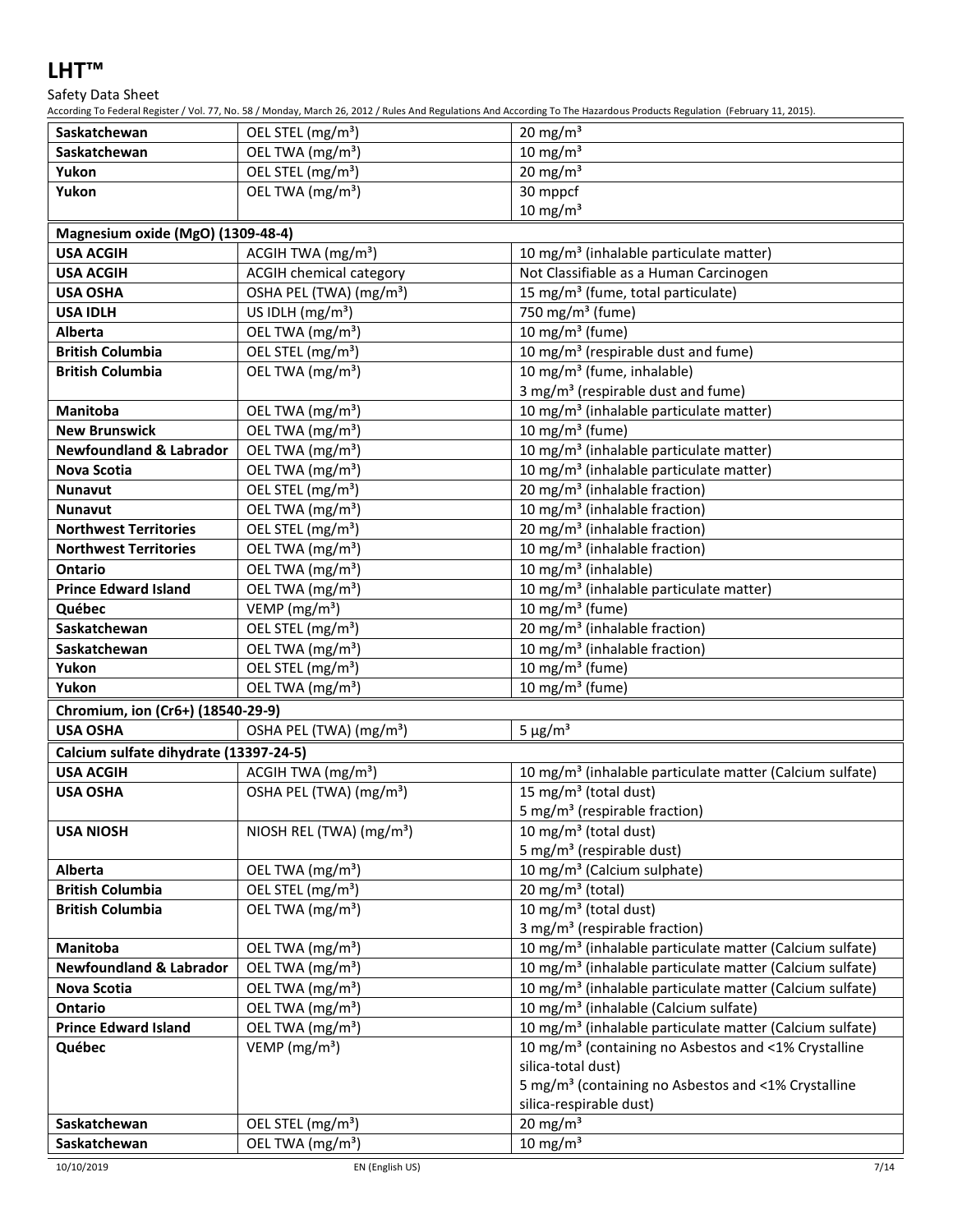| | | |
|---|---|---|
| **Saskatchewan** | OEL STEL (mg/m³) | 20 mg/m³ |
| **Saskatchewan** | OEL TWA (mg/m³) | 10 mg/m³ |
| **Yukon** | OEL STEL (mg/m³) | 20 mg/m³ |
| **Yukon** | OEL TWA (mg/m³) | 30 mppcf<br>10 mg/m³ |
| **Magnesium oxide (MgO) (1309-48-4)** | | |
| **USA ACGIH** | ACGIH TWA (mg/m³) | 10 mg/m³ (inhalable particulate matter) |
| **USA ACGIH** | ACGIH chemical category | Not Classifiable as a Human Carcinogen |
| **USA OSHA** | OSHA PEL (TWA) (mg/m³) | 15 mg/m³ (fume, total particulate) |
| **USA IDLH** | US IDLH (mg/m³) | 750 mg/m³ (fume) |
| **Alberta** | OEL TWA (mg/m³) | 10 mg/m³ (fume) |
| **British Columbia** | OEL STEL (mg/m³) | 10 mg/m³ (respirable dust and fume) |
| **British Columbia** | OEL TWA (mg/m³) | 10 mg/m³ (fume, inhalable)<br>3 mg/m³ (respirable dust and fume) |
| **Manitoba** | OEL TWA (mg/m³) | 10 mg/m³ (inhalable particulate matter) |
| **New Brunswick** | OEL TWA (mg/m³) | 10 mg/m³ (fume) |
| **Newfoundland & Labrador** | OEL TWA (mg/m³) | 10 mg/m³ (inhalable particulate matter) |
| **Nova Scotia** | OEL TWA (mg/m³) | 10 mg/m³ (inhalable particulate matter) |
| **Nunavut** | OEL STEL (mg/m³) | 20 mg/m³ (inhalable fraction) |
| **Nunavut** | OEL TWA (mg/m³) | 10 mg/m³ (inhalable fraction) |
| **Northwest Territories** | OEL STEL (mg/m³) | 20 mg/m³ (inhalable fraction) |
| **Northwest Territories** | OEL TWA (mg/m³) | 10 mg/m³ (inhalable fraction) |
| **Ontario** | OEL TWA (mg/m³) | 10 mg/m³ (inhalable) |
| **Prince Edward Island** | OEL TWA (mg/m³) | 10 mg/m³ (inhalable particulate matter) |
| **Québec** | VEMP (mg/m³) | 10 mg/m³ (fume) |
| **Saskatchewan** | OEL STEL (mg/m³) | 20 mg/m³ (inhalable fraction) |
| **Saskatchewan** | OEL TWA (mg/m³) | 10 mg/m³ (inhalable fraction) |
| **Yukon** | OEL STEL (mg/m³) | 10 mg/m³ (fume) |
| **Yukon** | OEL TWA (mg/m³) | 10 mg/m³ (fume) |
| **Chromium, ion (Cr6+) (18540-29-9)** | | |
| **USA OSHA** | OSHA PEL (TWA) (mg/m³) | 5 µg/m³ |
| **Calcium sulfate dihydrate (13397-24-5)** | | |
| **USA ACGIH** | ACGIH TWA (mg/m³) | 10 mg/m³ (inhalable particulate matter (Calcium sulfate) |
| **USA OSHA** | OSHA PEL (TWA) (mg/m³) | 15 mg/m³ (total dust)<br>5 mg/m³ (respirable fraction) |
| **USA NIOSH** | NIOSH REL (TWA) (mg/m³) | 10 mg/m³ (total dust)<br>5 mg/m³ (respirable dust) |
| **Alberta** | OEL TWA (mg/m³) | 10 mg/m³ (Calcium sulphate) |
| **British Columbia** | OEL STEL (mg/m³) | 20 mg/m³ (total) |
| **British Columbia** | OEL TWA (mg/m³) | 10 mg/m³ (total dust)<br>3 mg/m³ (respirable fraction) |
| **Manitoba** | OEL TWA (mg/m³) | 10 mg/m³ (inhalable particulate matter (Calcium sulfate) |
| **Newfoundland & Labrador** | OEL TWA (mg/m³) | 10 mg/m³ (inhalable particulate matter (Calcium sulfate) |
| **Nova Scotia** | OEL TWA (mg/m³) | 10 mg/m³ (inhalable particulate matter (Calcium sulfate) |
| **Ontario** | OEL TWA (mg/m³) | 10 mg/m³ (inhalable (Calcium sulfate) |
| **Prince Edward Island** | OEL TWA (mg/m³) | 10 mg/m³ (inhalable particulate matter (Calcium sulfate) |
| **Québec** | VEMP (mg/m³) | 10 mg/m³ (containing no Asbestos and <1% Crystalline silica-total dust)<br>5 mg/m³ (containing no Asbestos and <1% Crystalline silica-respirable dust) |
| **Saskatchewan** | OEL STEL (mg/m³) | 20 mg/m³ |
| **Saskatchewan** | OEL TWA (mg/m³) | 10 mg/m³ |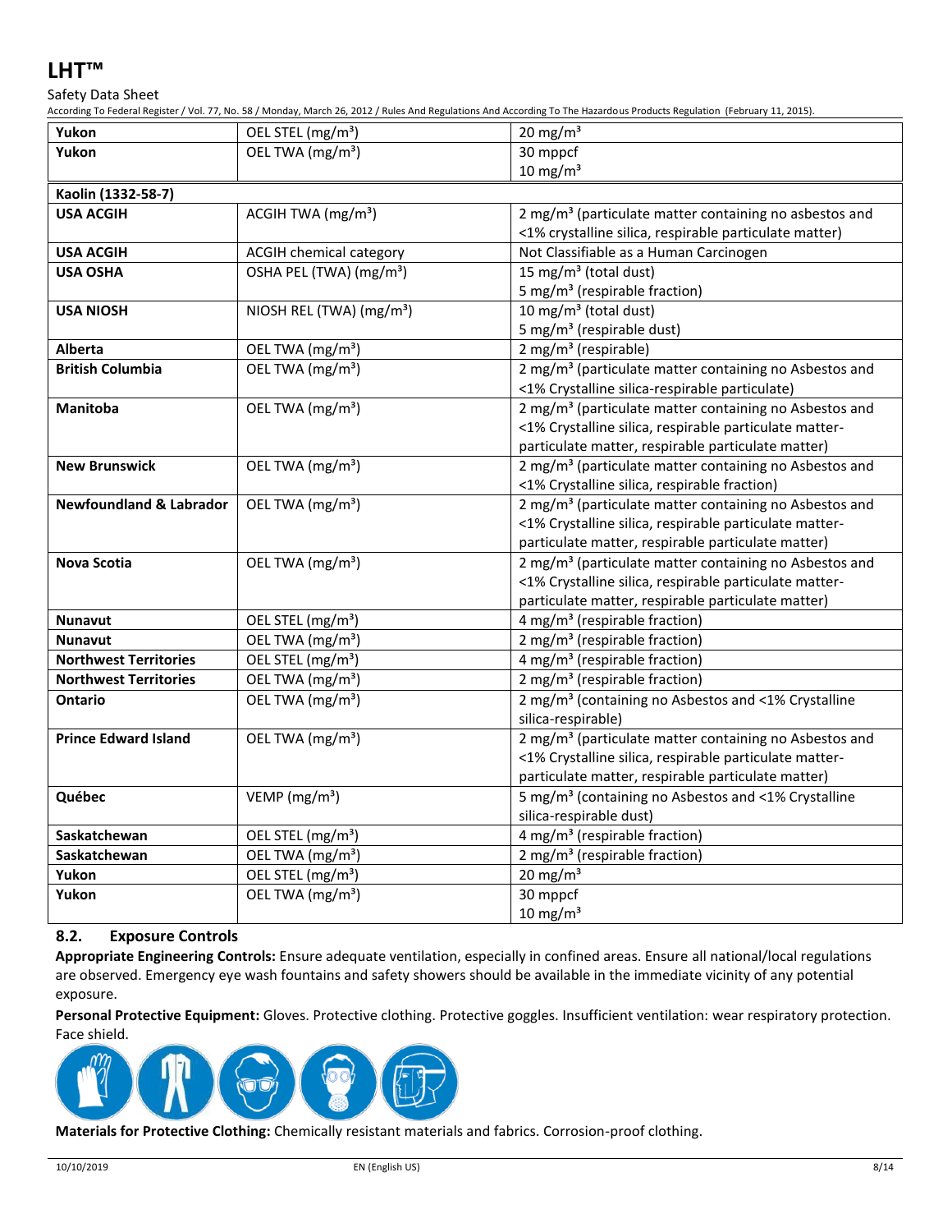| | | |
|---|---|---|
| **Yukon** | OEL STEL (mg/m³) | 20 mg/m³ |
| **Yukon** | OEL TWA (mg/m³) | 30 mppcf<br>10 mg/m³ |
| **Kaolin (1332-58-7)** | | |
| **USA ACGIH** | ACGIH TWA (mg/m³) | 2 mg/m³ (particulate matter containing no asbestos and <1% crystalline silica, respirable particulate matter) |
| **USA ACGIH** | ACGIH chemical category | Not Classifiable as a Human Carcinogen |
| **USA OSHA** | OSHA PEL (TWA) (mg/m³) | 15 mg/m³ (total dust)<br>5 mg/m³ (respirable fraction) |
| **USA NIOSH** | NIOSH REL (TWA) (mg/m³) | 10 mg/m³ (total dust)<br>5 mg/m³ (respirable dust) |
| **Alberta** | OEL TWA (mg/m³) | 2 mg/m³ (respirable) |
| **British Columbia** | OEL TWA (mg/m³) | 2 mg/m³ (particulate matter containing no Asbestos and <1% Crystalline silica-respirable particulate) |
| **Manitoba** | OEL TWA (mg/m³) | 2 mg/m³ (particulate matter containing no Asbestos and <1% Crystalline silica, respirable particulate matter-particulate matter, respirable particulate matter) |
| **New Brunswick** | OEL TWA (mg/m³) | 2 mg/m³ (particulate matter containing no Asbestos and <1% Crystalline silica, respirable fraction) |
| **Newfoundland & Labrador** | OEL TWA (mg/m³) | 2 mg/m³ (particulate matter containing no Asbestos and <1% Crystalline silica, respirable particulate matter-particulate matter, respirable particulate matter) |
| **Nova Scotia** | OEL TWA (mg/m³) | 2 mg/m³ (particulate matter containing no Asbestos and <1% Crystalline silica, respirable particulate matter-particulate matter, respirable particulate matter) |
| **Nunavut** | OEL STEL (mg/m³) | 4 mg/m³ (respirable fraction) |
| **Nunavut** | OEL TWA (mg/m³) | 2 mg/m³ (respirable fraction) |
| **Northwest Territories** | OEL STEL (mg/m³) | 4 mg/m³ (respirable fraction) |
| **Northwest Territories** | OEL TWA (mg/m³) | 2 mg/m³ (respirable fraction) |
| **Ontario** | OEL TWA (mg/m³) | 2 mg/m³ (containing no Asbestos and <1% Crystalline silica-respirable) |
| **Prince Edward Island** | OEL TWA (mg/m³) | 2 mg/m³ (particulate matter containing no Asbestos and <1% Crystalline silica, respirable particulate matter-particulate matter, respirable particulate matter) |
| **Québec** | VEMP (mg/m³) | 5 mg/m³ (containing no Asbestos and <1% Crystalline silica-respirable dust) |
| **Saskatchewan** | OEL STEL (mg/m³) | 4 mg/m³ (respirable fraction) |
| **Saskatchewan** | OEL TWA (mg/m³) | 2 mg/m³ (respirable fraction) |
| **Yukon** | OEL STEL (mg/m³) | 20 mg/m³ |
| **Yukon** | OEL TWA (mg/m³) | 30 mppcf<br>10 mg/m³ |

### 8.2. Exposure Controls

**Appropriate Engineering Controls:** Ensure adequate ventilation, especially in confined areas. Ensure all national/local regulations are observed. Emergency eye wash fountains and safety showers should be available in the immediate vicinity of any potential exposure.

**Personal Protective Equipment:** Gloves. Protective clothing. Protective goggles. Insufficient ventilation: wear respiratory protection. Face shield.

**Materials for Protective Clothing:** Chemically resistant materials and fabrics. Corrosion-proof clothing.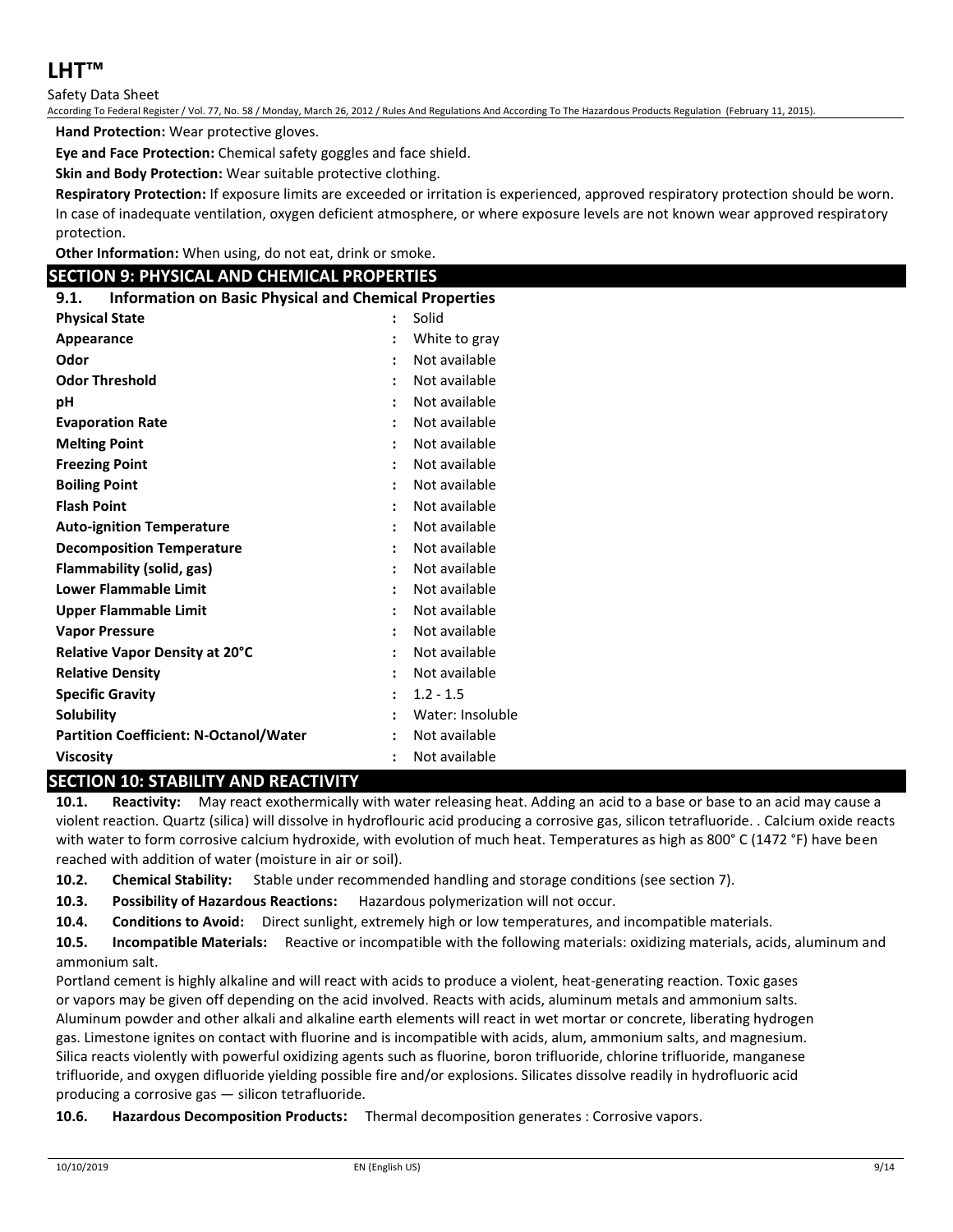**Hand Protection:** Wear protective gloves.

**Eye and Face Protection:** Chemical safety goggles and face shield.

**Skin and Body Protection:** Wear suitable protective clothing.

**Respiratory Protection:** If exposure limits are exceeded or irritation is experienced, approved respiratory protection should be worn. In case of inadequate ventilation, oxygen deficient atmosphere, or where exposure levels are not known wear approved respiratory protection.

**Other Information:** When using, do not eat, drink or smoke.

## SECTION 9: PHYSICAL AND CHEMICAL PROPERTIES

### 9.1. Information on Basic Physical and Chemical Properties

| | | |
|---|---|---|
| **Physical State** | : | Solid |
| **Appearance** | : | White to gray |
| **Odor** | : | Not available |
| **Odor Threshold** | : | Not available |
| **pH** | : | Not available |
| **Evaporation Rate** | : | Not available |
| **Melting Point** | : | Not available |
| **Freezing Point** | : | Not available |
| **Boiling Point** | : | Not available |
| **Flash Point** | : | Not available |
| **Auto-ignition Temperature** | : | Not available |
| **Decomposition Temperature** | : | Not available |
| **Flammability (solid, gas)** | : | Not available |
| **Lower Flammable Limit** | : | Not available |
| **Upper Flammable Limit** | : | Not available |
| **Vapor Pressure** | : | Not available |
| **Relative Vapor Density at 20°C** | : | Not available |
| **Relative Density** | : | Not available |
| **Specific Gravity** | : | 1.2 - 1.5 |
| **Solubility** | : | Water: Insoluble |
| **Partition Coefficient: N-Octanol/Water** | : | Not available |
| **Viscosity** | : | Not available |

## SECTION 10: STABILITY AND REACTIVITY

**10.1. Reactivity:** May react exothermically with water releasing heat. Adding an acid to a base or base to an acid may cause a violent reaction. Quartz (silica) will dissolve in hydroflouric acid producing a corrosive gas, silicon tetrafluoride. . Calcium oxide reacts with water to form corrosive calcium hydroxide, with evolution of much heat. Temperatures as high as 800° C (1472 °F) have been reached with addition of water (moisture in air or soil).

**10.2. Chemical Stability:** Stable under recommended handling and storage conditions (see section 7).

**10.3. Possibility of Hazardous Reactions:** Hazardous polymerization will not occur.

**10.4. Conditions to Avoid:** Direct sunlight, extremely high or low temperatures, and incompatible materials.

**10.5. Incompatible Materials:** Reactive or incompatible with the following materials: oxidizing materials, acids, aluminum and ammonium salt.

Portland cement is highly alkaline and will react with acids to produce a violent, heat-generating reaction. Toxic gases or vapors may be given off depending on the acid involved. Reacts with acids, aluminum metals and ammonium salts. Aluminum powder and other alkali and alkaline earth elements will react in wet mortar or concrete, liberating hydrogen gas. Limestone ignites on contact with fluorine and is incompatible with acids, alum, ammonium salts, and magnesium. Silica reacts violently with powerful oxidizing agents such as fluorine, boron trifluoride, chlorine trifluoride, manganese trifluoride, and oxygen difluoride yielding possible fire and/or explosions. Silicates dissolve readily in hydrofluoric acid producing a corrosive gas — silicon tetrafluoride.

**10.6. Hazardous Decomposition Products:** Thermal decomposition generates : Corrosive vapors.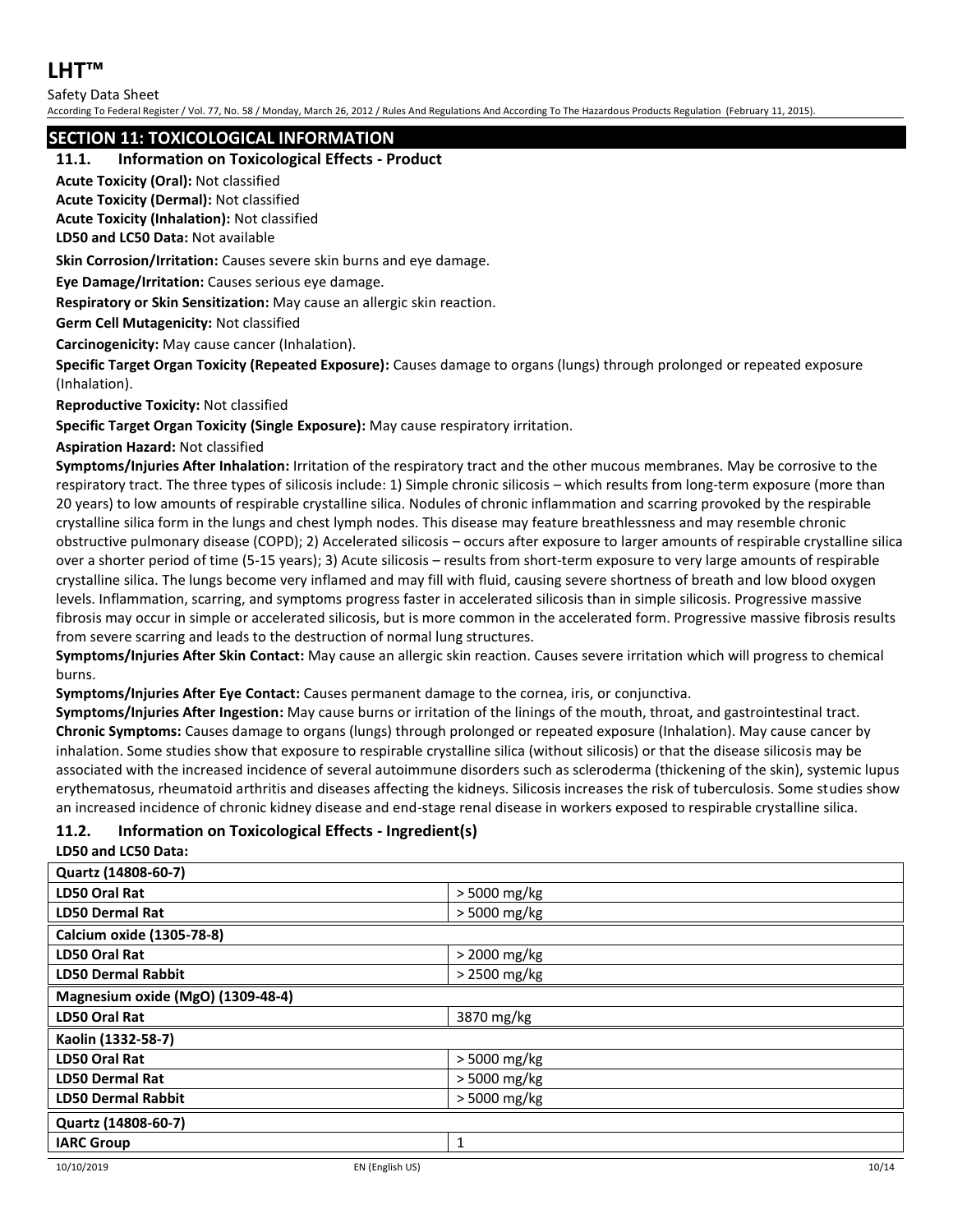## SECTION 11: TOXICOLOGICAL INFORMATION

### 11.1. Information on Toxicological Effects - Product

**Acute Toxicity (Oral):** Not classified

**Acute Toxicity (Dermal):** Not classified

**Acute Toxicity (Inhalation):** Not classified

**LD50 and LC50 Data:** Not available

**Skin Corrosion/Irritation:** Causes severe skin burns and eye damage.

**Eye Damage/Irritation:** Causes serious eye damage.

**Respiratory or Skin Sensitization:** May cause an allergic skin reaction.

**Germ Cell Mutagenicity:** Not classified

**Carcinogenicity:** May cause cancer (Inhalation).

**Specific Target Organ Toxicity (Repeated Exposure):** Causes damage to organs (lungs) through prolonged or repeated exposure (Inhalation).

**Reproductive Toxicity:** Not classified

**Specific Target Organ Toxicity (Single Exposure):** May cause respiratory irritation.

**Aspiration Hazard:** Not classified

**Symptoms/Injuries After Inhalation:** Irritation of the respiratory tract and the other mucous membranes. May be corrosive to the respiratory tract. The three types of silicosis include: 1) Simple chronic silicosis – which results from long-term exposure (more than 20 years) to low amounts of respirable crystalline silica. Nodules of chronic inflammation and scarring provoked by the respirable crystalline silica form in the lungs and chest lymph nodes. This disease may feature breathlessness and may resemble chronic obstructive pulmonary disease (COPD); 2) Accelerated silicosis – occurs after exposure to larger amounts of respirable crystalline silica over a shorter period of time (5-15 years); 3) Acute silicosis – results from short-term exposure to very large amounts of respirable crystalline silica. The lungs become very inflamed and may fill with fluid, causing severe shortness of breath and low blood oxygen levels. Inflammation, scarring, and symptoms progress faster in accelerated silicosis than in simple silicosis. Progressive massive fibrosis may occur in simple or accelerated silicosis, but is more common in the accelerated form. Progressive massive fibrosis results from severe scarring and leads to the destruction of normal lung structures.

**Symptoms/Injuries After Skin Contact:** May cause an allergic skin reaction. Causes severe irritation which will progress to chemical burns.

**Symptoms/Injuries After Eye Contact:** Causes permanent damage to the cornea, iris, or conjunctiva.

**Symptoms/Injuries After Ingestion:** May cause burns or irritation of the linings of the mouth, throat, and gastrointestinal tract.

**Chronic Symptoms:** Causes damage to organs (lungs) through prolonged or repeated exposure (Inhalation). May cause cancer by inhalation. Some studies show that exposure to respirable crystalline silica (without silicosis) or that the disease silicosis may be associated with the increased incidence of several autoimmune disorders such as scleroderma (thickening of the skin), systemic lupus erythematosus, rheumatoid arthritis and diseases affecting the kidneys. Silicosis increases the risk of tuberculosis. Some studies show an increased incidence of chronic kidney disease and end-stage renal disease in workers exposed to respirable crystalline silica.

### 11.2. Information on Toxicological Effects - Ingredient(s)

**LD50 and LC50 Data:**

| Quartz (14808-60-7) | |
|---|---|
| **LD50 Oral Rat** | > 5000 mg/kg |
| **LD50 Dermal Rat** | > 5000 mg/kg |
| **Calcium oxide (1305-78-8)** | |
| **LD50 Oral Rat** | > 2000 mg/kg |
| **LD50 Dermal Rabbit** | > 2500 mg/kg |
| **Magnesium oxide (MgO) (1309-48-4)** | |
| **LD50 Oral Rat** | 3870 mg/kg |
| **Kaolin (1332-58-7)** | |
| **LD50 Oral Rat** | > 5000 mg/kg |
| **LD50 Dermal Rat** | > 5000 mg/kg |
| **LD50 Dermal Rabbit** | > 5000 mg/kg |
| **Quartz (14808-60-7)** | |
| **IARC Group** | 1 |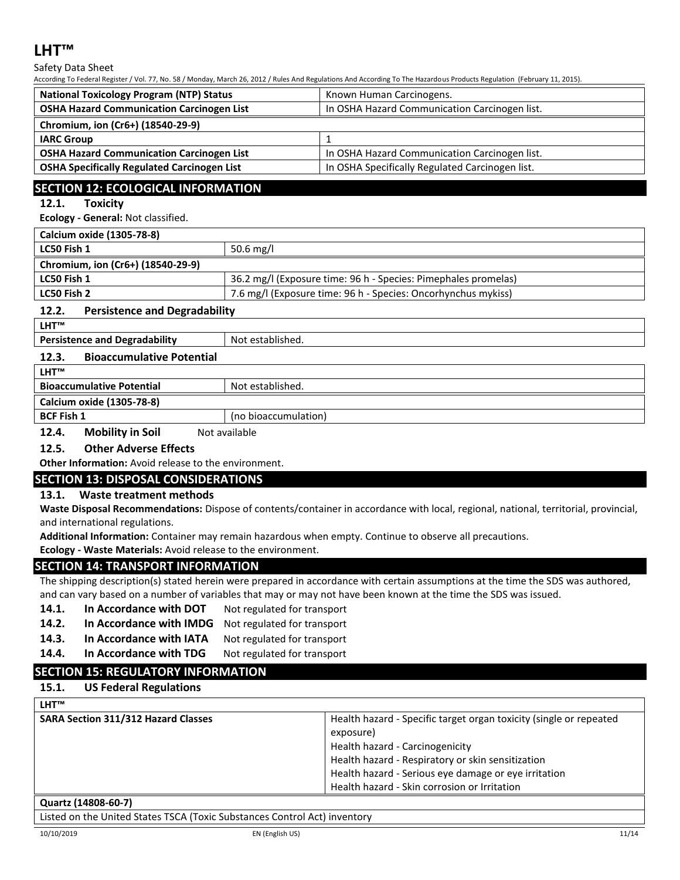| National Toxicology Program (NTP) Status | Known Human Carcinogens. |
|---|---|
| OSHA Hazard Communication Carcinogen List | In OSHA Hazard Communication Carcinogen list. |

| Chromium, ion (Cr6+) (18540-29-9) | |
|---|---|
| IARC Group | 1 |
| OSHA Hazard Communication Carcinogen List | In OSHA Hazard Communication Carcinogen list. |
| OSHA Specifically Regulated Carcinogen List | In OSHA Specifically Regulated Carcinogen list. |

## SECTION 12: ECOLOGICAL INFORMATION

### 12.1. Toxicity

**Ecology - General:** Not classified.

| Calcium oxide (1305-78-8) | |
|---|---|
| LC50 Fish 1 | 50.6 mg/l |
| **Chromium, ion (Cr6+) (18540-29-9)** | |
| LC50 Fish 1 | 36.2 mg/l (Exposure time: 96 h - Species: Pimephales promelas) |
| LC50 Fish 2 | 7.6 mg/l (Exposure time: 96 h - Species: Oncorhynchus mykiss) |

### 12.2. Persistence and Degradability

| LHT™ | |
|---|---|
| Persistence and Degradability | Not established. |

### 12.3. Bioaccumulative Potential

| LHT™ | |
|---|---|
| Bioaccumulative Potential | Not established. |
| **Calcium oxide (1305-78-8)** | |
| BCF Fish 1 | (no bioaccumulation) |

### 12.4. Mobility in Soil

Not available

### 12.5. Other Adverse Effects

**Other Information:** Avoid release to the environment.

## SECTION 13: DISPOSAL CONSIDERATIONS

### 13.1. Waste treatment methods

**Waste Disposal Recommendations:** Dispose of contents/container in accordance with local, regional, national, territorial, provincial, and international regulations.

**Additional Information:** Container may remain hazardous when empty. Continue to observe all precautions.

**Ecology - Waste Materials:** Avoid release to the environment.

## SECTION 14: TRANSPORT INFORMATION

The shipping description(s) stated herein were prepared in accordance with certain assumptions at the time the SDS was authored, and can vary based on a number of variables that may or may not have been known at the time the SDS was issued.

**14.1. In Accordance with DOT** Not regulated for transport

**14.2. In Accordance with IMDG** Not regulated for transport

**14.3. In Accordance with IATA** Not regulated for transport

**14.4. In Accordance with TDG** Not regulated for transport

## SECTION 15: REGULATORY INFORMATION

### 15.1. US Federal Regulations

| LHT™ | |
|---|---|
| SARA Section 311/312 Hazard Classes | Health hazard - Specific target organ toxicity (single or repeated exposure)<br>Health hazard - Carcinogenicity<br>Health hazard - Respiratory or skin sensitization<br>Health hazard - Serious eye damage or eye irritation<br>Health hazard - Skin corrosion or Irritation |

| Quartz (14808-60-7) |
|---|
| Listed on the United States TSCA (Toxic Substances Control Act) inventory |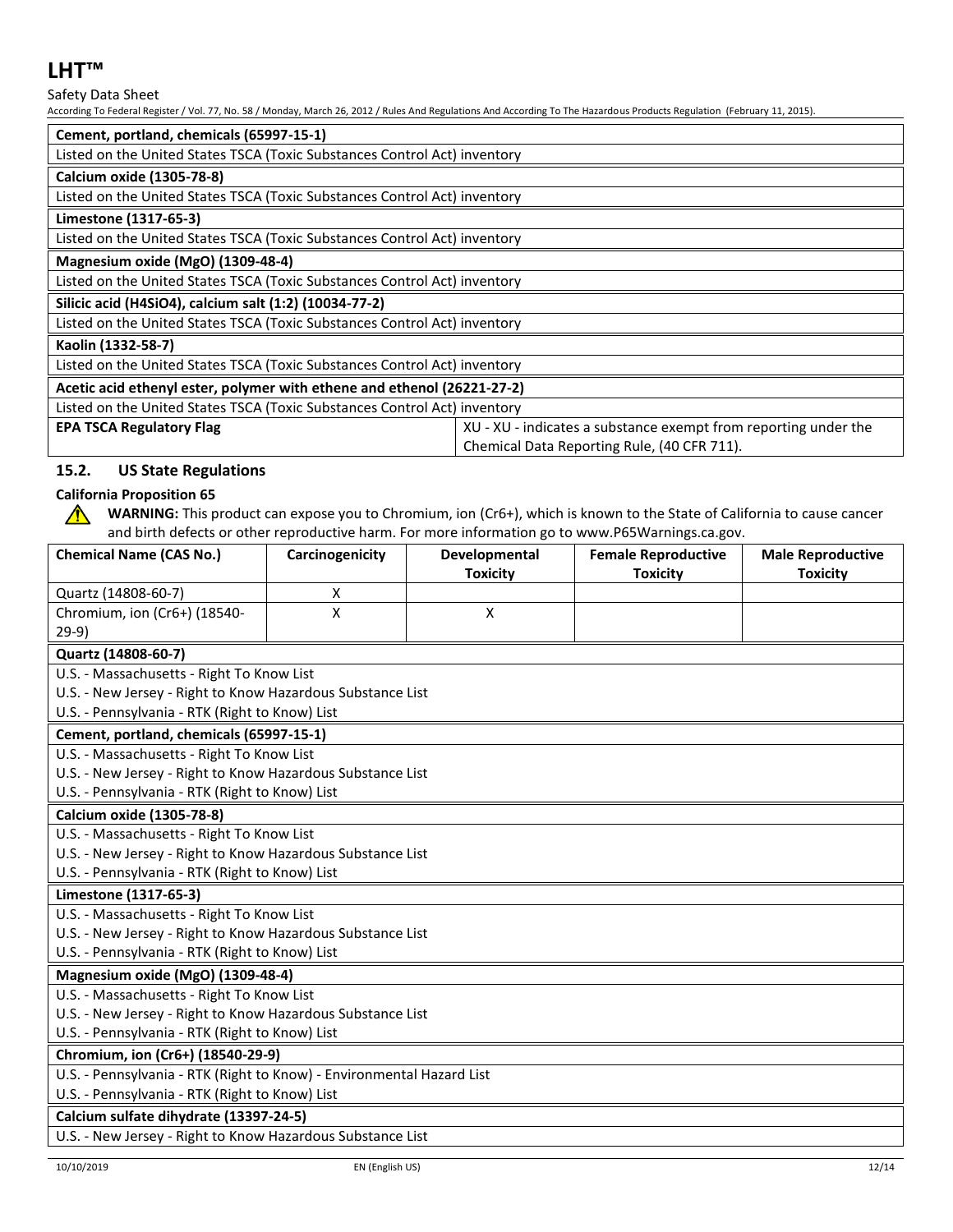| Cement, portland, chemicals (65997-15-1) | |
|---|---|
| Listed on the United States TSCA (Toxic Substances Control Act) inventory | |
| **Calcium oxide (1305-78-8)** | |
| Listed on the United States TSCA (Toxic Substances Control Act) inventory | |
| **Limestone (1317-65-3)** | |
| Listed on the United States TSCA (Toxic Substances Control Act) inventory | |
| **Magnesium oxide (MgO) (1309-48-4)** | |
| Listed on the United States TSCA (Toxic Substances Control Act) inventory | |
| **Silicic acid (H4SiO4), calcium salt (1:2) (10034-77-2)** | |
| Listed on the United States TSCA (Toxic Substances Control Act) inventory | |
| **Kaolin (1332-58-7)** | |
| Listed on the United States TSCA (Toxic Substances Control Act) inventory | |
| **Acetic acid ethenyl ester, polymer with ethene and ethenol (26221-27-2)** | |
| Listed on the United States TSCA (Toxic Substances Control Act) inventory | |
| **EPA TSCA Regulatory Flag** | XU - XU - indicates a substance exempt from reporting under the Chemical Data Reporting Rule, (40 CFR 711). |

## 15.2. US State Regulations

**California Proposition 65**

**WARNING:** This product can expose you to Chromium, ion (Cr6+), which is known to the State of California to cause cancer and birth defects or other reproductive harm. For more information go to www.P65Warnings.ca.gov.

| Chemical Name (CAS No.) | Carcinogenicity | Developmental Toxicity | Female Reproductive Toxicity | Male Reproductive Toxicity |
|---|---|---|---|---|
| Quartz (14808-60-7) | X | | | |
| Chromium, ion (Cr6+) (18540-29-9) | X | X | | |

| Quartz (14808-60-7) |
|---|
| U.S. - Massachusetts - Right To Know List |
| U.S. - New Jersey - Right to Know Hazardous Substance List |
| U.S. - Pennsylvania - RTK (Right to Know) List |
| **Cement, portland, chemicals (65997-15-1)** |
| U.S. - Massachusetts - Right To Know List |
| U.S. - New Jersey - Right to Know Hazardous Substance List |
| U.S. - Pennsylvania - RTK (Right to Know) List |
| **Calcium oxide (1305-78-8)** |
| U.S. - Massachusetts - Right To Know List |
| U.S. - New Jersey - Right to Know Hazardous Substance List |
| U.S. - Pennsylvania - RTK (Right to Know) List |
| **Limestone (1317-65-3)** |
| U.S. - Massachusetts - Right To Know List |
| U.S. - New Jersey - Right to Know Hazardous Substance List |
| U.S. - Pennsylvania - RTK (Right to Know) List |
| **Magnesium oxide (MgO) (1309-48-4)** |
| U.S. - Massachusetts - Right To Know List |
| U.S. - New Jersey - Right to Know Hazardous Substance List |
| U.S. - Pennsylvania - RTK (Right to Know) List |
| **Chromium, ion (Cr6+) (18540-29-9)** |
| U.S. - Pennsylvania - RTK (Right to Know) - Environmental Hazard List |
| U.S. - Pennsylvania - RTK (Right to Know) List |
| **Calcium sulfate dihydrate (13397-24-5)** |
| U.S. - New Jersey - Right to Know Hazardous Substance List |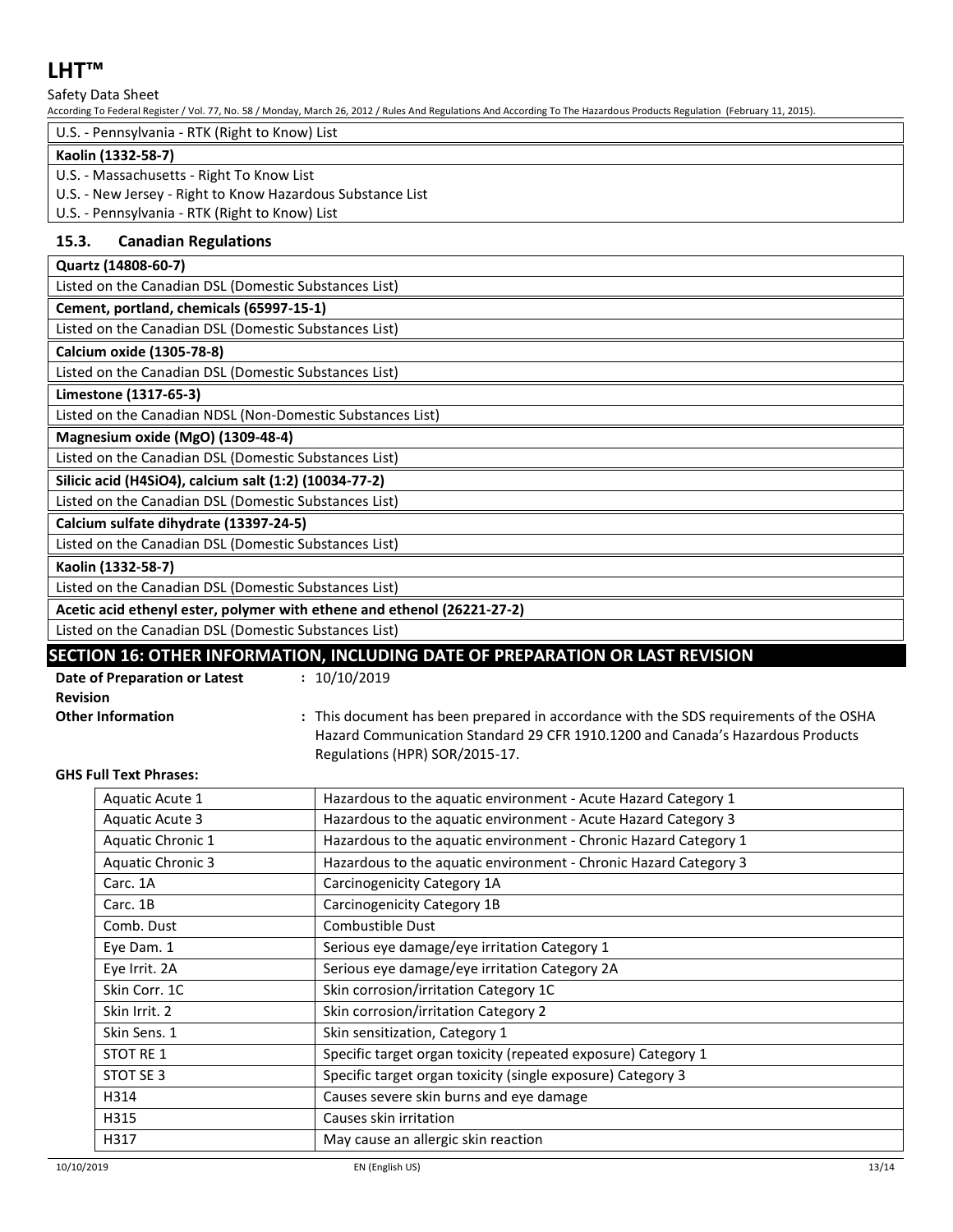| U.S. - Pennsylvania - RTK (Right to Know) List |
|---|

| **Kaolin (1332-58-7)** |
|---|
| U.S. - Massachusetts - Right To Know List<br>U.S. - New Jersey - Right to Know Hazardous Substance List<br>U.S. - Pennsylvania - RTK (Right to Know) List |

### 15.3. Canadian Regulations

| **Quartz (14808-60-7)** |
|---|
| Listed on the Canadian DSL (Domestic Substances List) |
| **Cement, portland, chemicals (65997-15-1)** |
| Listed on the Canadian DSL (Domestic Substances List) |
| **Calcium oxide (1305-78-8)** |
| Listed on the Canadian DSL (Domestic Substances List) |
| **Limestone (1317-65-3)** |
| Listed on the Canadian NDSL (Non-Domestic Substances List) |
| **Magnesium oxide (MgO) (1309-48-4)** |
| Listed on the Canadian DSL (Domestic Substances List) |
| **Silicic acid (H4SiO4), calcium salt (1:2) (10034-77-2)** |
| Listed on the Canadian DSL (Domestic Substances List) |
| **Calcium sulfate dihydrate (13397-24-5)** |
| Listed on the Canadian DSL (Domestic Substances List) |
| **Kaolin (1332-58-7)** |
| Listed on the Canadian DSL (Domestic Substances List) |
| **Acetic acid ethenyl ester, polymer with ethene and ethenol (26221-27-2)** |
| Listed on the Canadian DSL (Domestic Substances List) |

## SECTION 16: OTHER INFORMATION, INCLUDING DATE OF PREPARATION OR LAST REVISION

**Date of Preparation or Latest Revision** : 10/10/2019

**Other Information** : This document has been prepared in accordance with the SDS requirements of the OSHA Hazard Communication Standard 29 CFR 1910.1200 and Canada's Hazardous Products Regulations (HPR) SOR/2015-17.

**GHS Full Text Phrases:**

| | |
|---|---|
| Aquatic Acute 1 | Hazardous to the aquatic environment - Acute Hazard Category 1 |
| Aquatic Acute 3 | Hazardous to the aquatic environment - Acute Hazard Category 3 |
| Aquatic Chronic 1 | Hazardous to the aquatic environment - Chronic Hazard Category 1 |
| Aquatic Chronic 3 | Hazardous to the aquatic environment - Chronic Hazard Category 3 |
| Carc. 1A | Carcinogenicity Category 1A |
| Carc. 1B | Carcinogenicity Category 1B |
| Comb. Dust | Combustible Dust |
| Eye Dam. 1 | Serious eye damage/eye irritation Category 1 |
| Eye Irrit. 2A | Serious eye damage/eye irritation Category 2A |
| Skin Corr. 1C | Skin corrosion/irritation Category 1C |
| Skin Irrit. 2 | Skin corrosion/irritation Category 2 |
| Skin Sens. 1 | Skin sensitization, Category 1 |
| STOT RE 1 | Specific target organ toxicity (repeated exposure) Category 1 |
| STOT SE 3 | Specific target organ toxicity (single exposure) Category 3 |
| H314 | Causes severe skin burns and eye damage |
| H315 | Causes skin irritation |
| H317 | May cause an allergic skin reaction |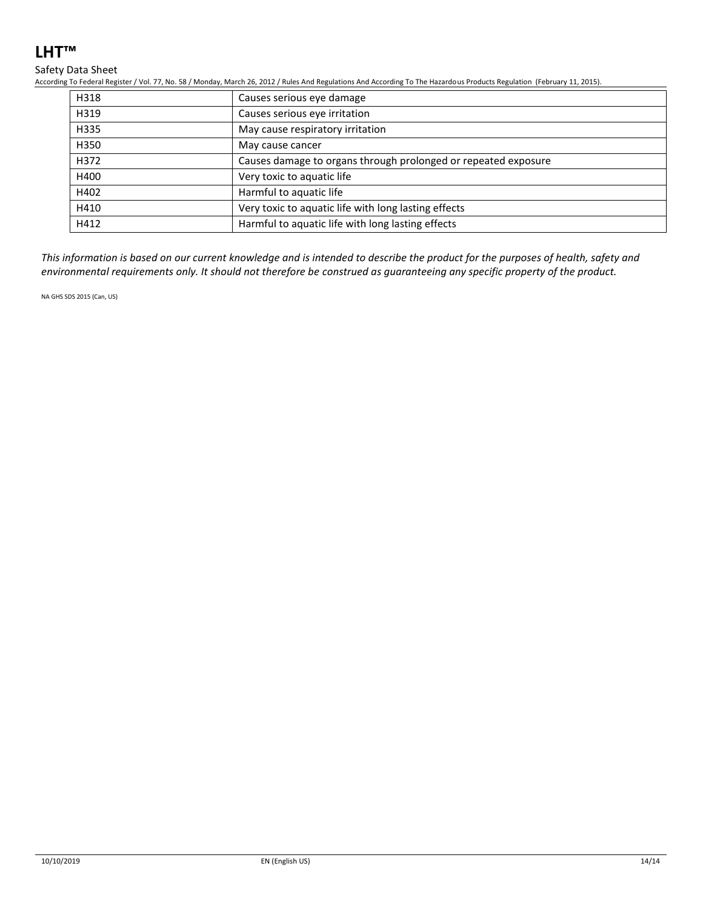| | |
|---|---|
| H318 | Causes serious eye damage |
| H319 | Causes serious eye irritation |
| H335 | May cause respiratory irritation |
| H350 | May cause cancer |
| H372 | Causes damage to organs through prolonged or repeated exposure |
| H400 | Very toxic to aquatic life |
| H402 | Harmful to aquatic life |
| H410 | Very toxic to aquatic life with long lasting effects |
| H412 | Harmful to aquatic life with long lasting effects |

*This information is based on our current knowledge and is intended to describe the product for the purposes of health, safety and environmental requirements only. It should not therefore be construed as guaranteeing any specific property of the product.*

NA GHS SDS 2015 (Can, US)